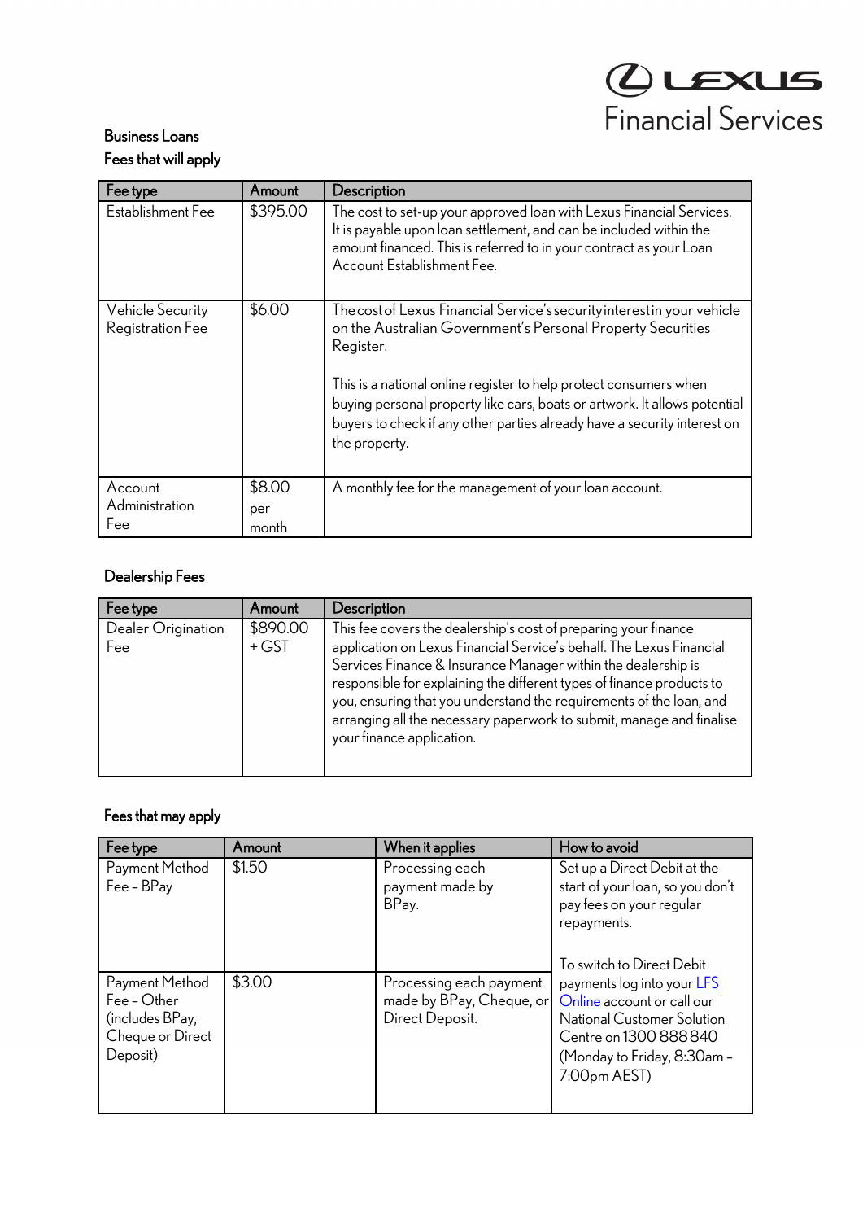Lexus Financial Services

## Business Loans

### Fees that will apply

| Fee type | Amount | Description |
|---|---|---|
| Establishment Fee | $395.00 | The cost to set-up your approved loan with Lexus Financial Services. It is payable upon loan settlement, and can be included within the amount financed. This is referred to in your contract as your Loan Account Establishment Fee. |
| Vehicle Security Registration Fee | $6.00 | The cost of Lexus Financial Service's security interest in your vehicle on the Australian Government's Personal Property Securities Register.<br><br>This is a national online register to help protect consumers when buying personal property like cars, boats or artwork. It allows potential buyers to check if any other parties already have a security interest on the property. |
| Account Administration Fee | $8.00 per month | A monthly fee for the management of your loan account. |

### Dealership Fees

| Fee type | Amount | Description |
|---|---|---|
| Dealer Origination Fee | $890.00 + GST | This fee covers the dealership's cost of preparing your finance application on Lexus Financial Service's behalf. The Lexus Financial Services Finance & Insurance Manager within the dealership is responsible for explaining the different types of finance products to you, ensuring that you understand the requirements of the loan, and arranging all the necessary paperwork to submit, manage and finalise your finance application. |

### Fees that may apply

| Fee type | Amount | When it applies | How to avoid |
|---|---|---|---|
| Payment Method Fee – BPay | $1.50 | Processing each payment made by BPay. | Set up a Direct Debit at the start of your loan, so you don't pay fees on your regular repayments.<br><br>To switch to Direct Debit payments log into your [LFS Online]() account or call our National Customer Solution Centre on 1300 888 840 (Monday to Friday, 8:30am – 7:00pm AEST) |
| Payment Method Fee – Other (includes BPay, Cheque or Direct Deposit) | $3.00 | Processing each payment made by BPay, Cheque, or Direct Deposit. | |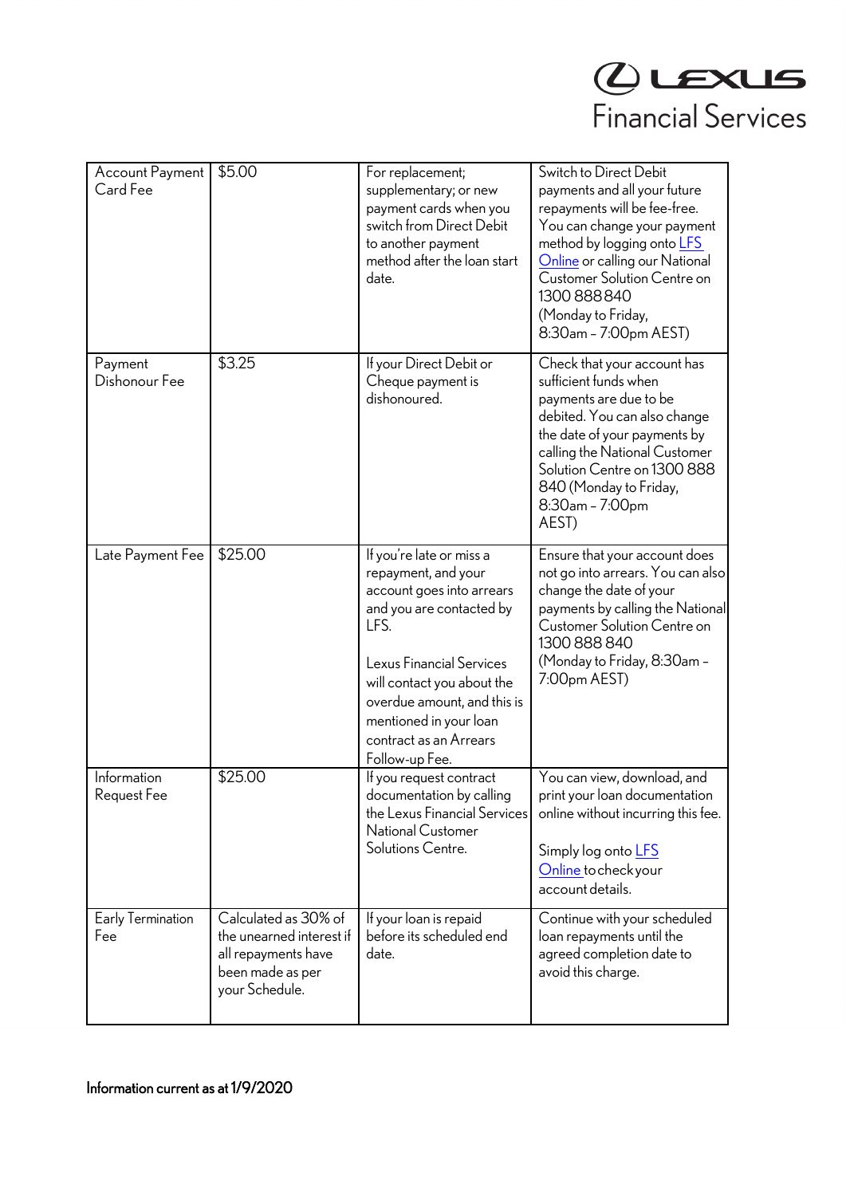Lexus Financial Services

| | | | |
|---|---|---|---|
| Account Payment Card Fee | $5.00 | For replacement; supplementary; or new payment cards when you switch from Direct Debit to another payment method after the loan start date. | Switch to Direct Debit payments and all your future repayments will be fee-free. You can change your payment method by logging onto LFS Online or calling our National Customer Solution Centre on 1300 888 840 (Monday to Friday, 8:30am – 7:00pm AEST) |
| Payment Dishonour Fee | $3.25 | If your Direct Debit or Cheque payment is dishonoured. | Check that your account has sufficient funds when payments are due to be debited. You can also change the date of your payments by calling the National Customer Solution Centre on 1300 888 840 (Monday to Friday, 8:30am – 7:00pm AEST) |
| Late Payment Fee | $25.00 | If you're late or miss a repayment, and your account goes into arrears and you are contacted by LFS.<br><br>Lexus Financial Services will contact you about the overdue amount, and this is mentioned in your loan contract as an Arrears Follow-up Fee. | Ensure that your account does not go into arrears. You can also change the date of your payments by calling the National Customer Solution Centre on 1300 888 840 (Monday to Friday, 8:30am – 7:00pm AEST) |
| Information Request Fee | $25.00 | If you request contract documentation by calling the Lexus Financial Services National Customer Solutions Centre. | You can view, download, and print your loan documentation online without incurring this fee.<br><br>Simply log onto LFS Online to check your account details. |
| Early Termination Fee | Calculated as 30% of the unearned interest if all repayments have been made as per your Schedule. | If your loan is repaid before its scheduled end date. | Continue with your scheduled loan repayments until the agreed completion date to avoid this charge. |

**Information current as at 1/9/2020**